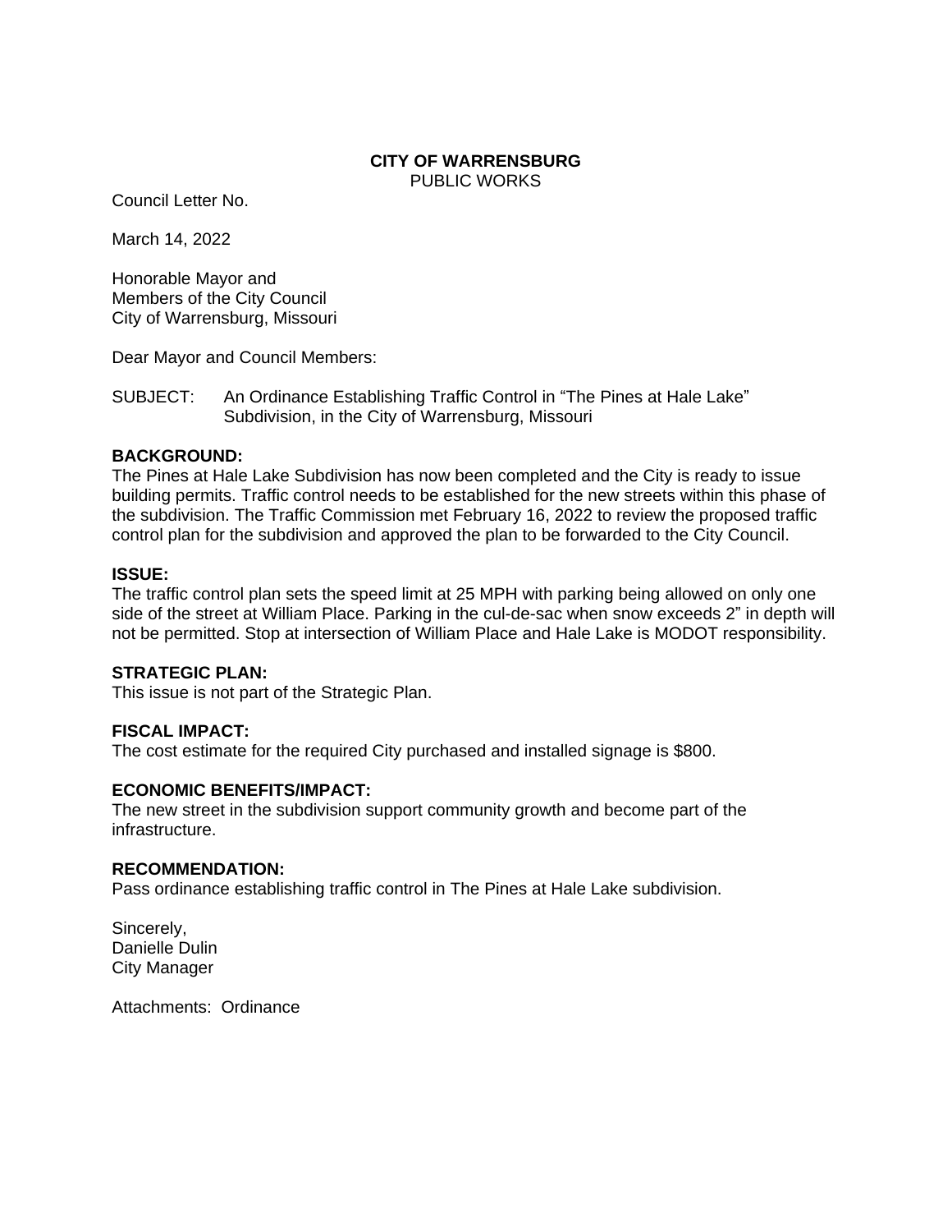**CITY OF WARRENSBURG**
PUBLIC WORKS

Council Letter No.

March 14, 2022

Honorable Mayor and
Members of the City Council
City of Warrensburg, Missouri

Dear Mayor and Council Members:

SUBJECT: An Ordinance Establishing Traffic Control in "The Pines at Hale Lake" Subdivision, in the City of Warrensburg, Missouri

**BACKGROUND:**
The Pines at Hale Lake Subdivision has now been completed and the City is ready to issue building permits. Traffic control needs to be established for the new streets within this phase of the subdivision. The Traffic Commission met February 16, 2022 to review the proposed traffic control plan for the subdivision and approved the plan to be forwarded to the City Council.

**ISSUE:**
The traffic control plan sets the speed limit at 25 MPH with parking being allowed on only one side of the street at William Place. Parking in the cul-de-sac when snow exceeds 2" in depth will not be permitted. Stop at intersection of William Place and Hale Lake is MODOT responsibility.

**STRATEGIC PLAN:**
This issue is not part of the Strategic Plan.

**FISCAL IMPACT:**
The cost estimate for the required City purchased and installed signage is $800.

**ECONOMIC BENEFITS/IMPACT:**
The new street in the subdivision support community growth and become part of the infrastructure.

**RECOMMENDATION:**
Pass ordinance establishing traffic control in The Pines at Hale Lake subdivision.

Sincerely,
Danielle Dulin
City Manager

Attachments: Ordinance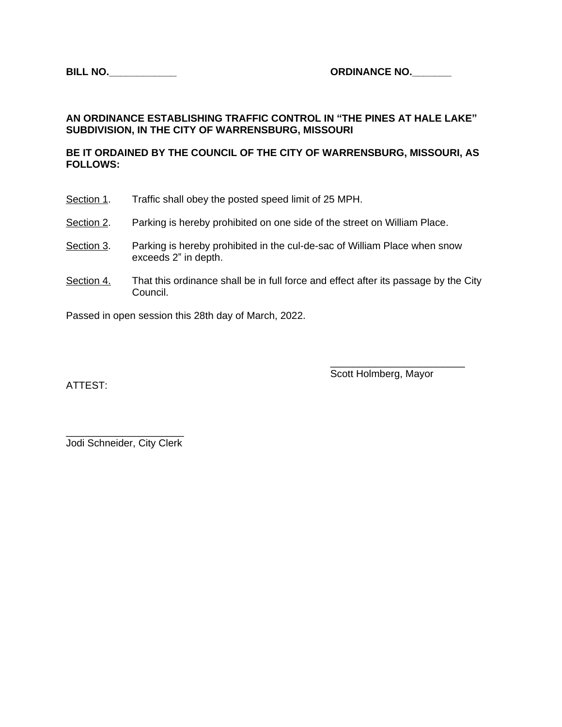**BILL NO.____________** **ORDINANCE NO._______**

**AN ORDINANCE ESTABLISHING TRAFFIC CONTROL IN "THE PINES AT HALE LAKE" SUBDIVISION, IN THE CITY OF WARRENSBURG, MISSOURI**

**BE IT ORDAINED BY THE COUNCIL OF THE CITY OF WARRENSBURG, MISSOURI, AS FOLLOWS:**

<u>Section 1</u>. Traffic shall obey the posted speed limit of 25 MPH.

<u>Section 2</u>. Parking is hereby prohibited on one side of the street on William Place.

<u>Section 3</u>. Parking is hereby prohibited in the cul-de-sac of William Place when snow exceeds 2" in depth.

<u>Section 4.</u> That this ordinance shall be in full force and effect after its passage by the City Council.

Passed in open session this 28th day of March, 2022.

________________________
Scott Holmberg, Mayor

ATTEST:

_____________________
Jodi Schneider, City Clerk